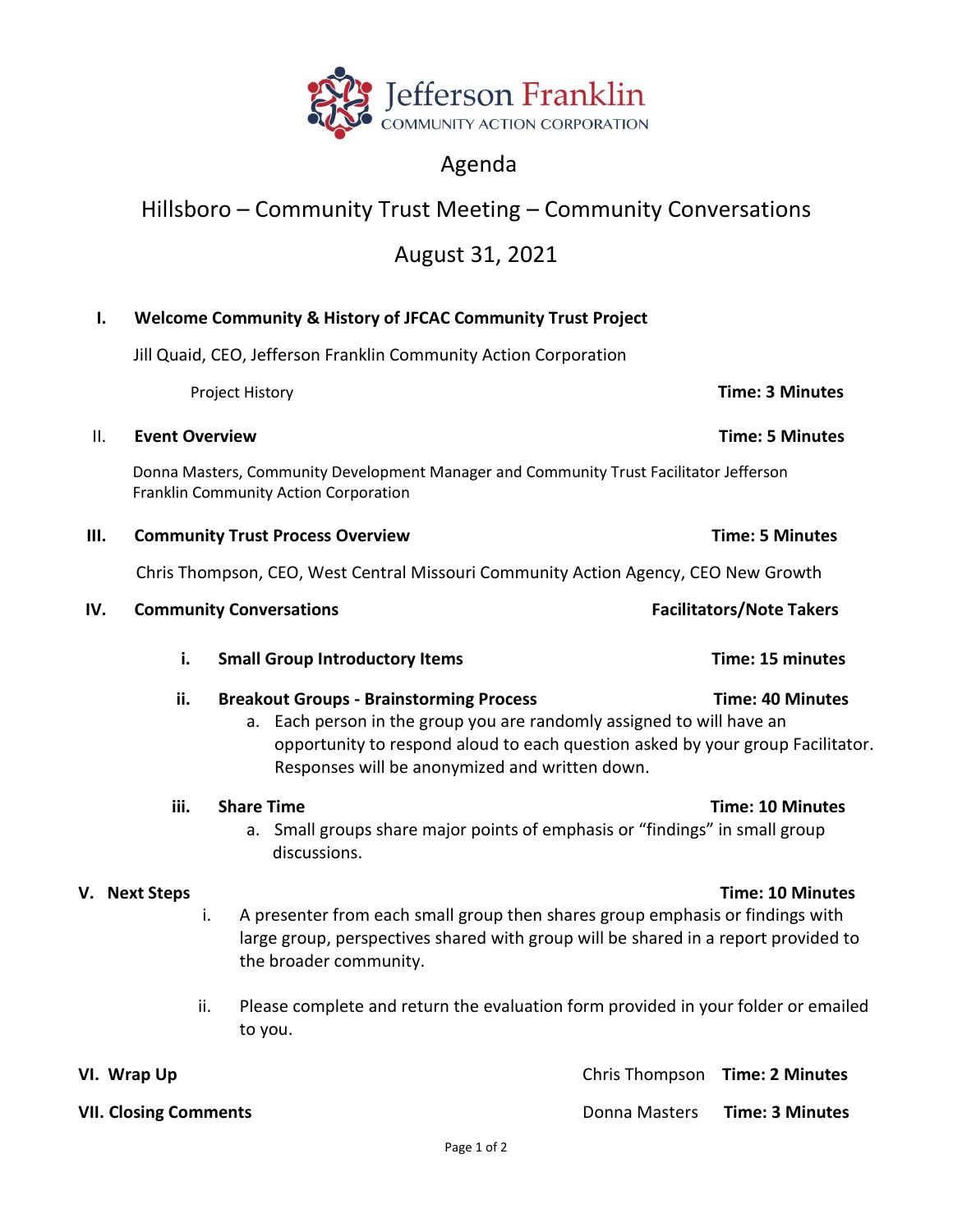Jefferson Franklin COMMUNITY ACTION CORPORATION

# Agenda

## Hillsboro – Community Trust Meeting – Community Conversations

## August 31, 2021

**I. Welcome Community & History of JFCAC Community Trust Project**

Jill Quaid, CEO, Jefferson Franklin Community Action Corporation

Project History — **Time: 3 Minutes**

**II. Event Overview** — **Time: 5 Minutes**

Donna Masters, Community Development Manager and Community Trust Facilitator Jefferson Franklin Community Action Corporation

**III. Community Trust Process Overview** — **Time: 5 Minutes**

Chris Thompson, CEO, West Central Missouri Community Action Agency, CEO New Growth

**IV. Community Conversations** — **Facilitators/Note Takers**

- **i. Small Group Introductory Items** — **Time: 15 minutes**
- **ii. Breakout Groups - Brainstorming Process** — **Time: 40 Minutes**
  - a. Each person in the group you are randomly assigned to will have an opportunity to respond aloud to each question asked by your group Facilitator. Responses will be anonymized and written down.
- **iii. Share Time** — **Time: 10 Minutes**
  - a. Small groups share major points of emphasis or "findings" in small group discussions.

**V. Next Steps** — **Time: 10 Minutes**

- i. A presenter from each small group then shares group emphasis or findings with large group, perspectives shared with group will be shared in a report provided to the broader community.
- ii. Please complete and return the evaluation form provided in your folder or emailed to you.

**VI. Wrap Up** — Chris Thompson — **Time: 2 Minutes**

**VII. Closing Comments** — Donna Masters — **Time: 3 Minutes**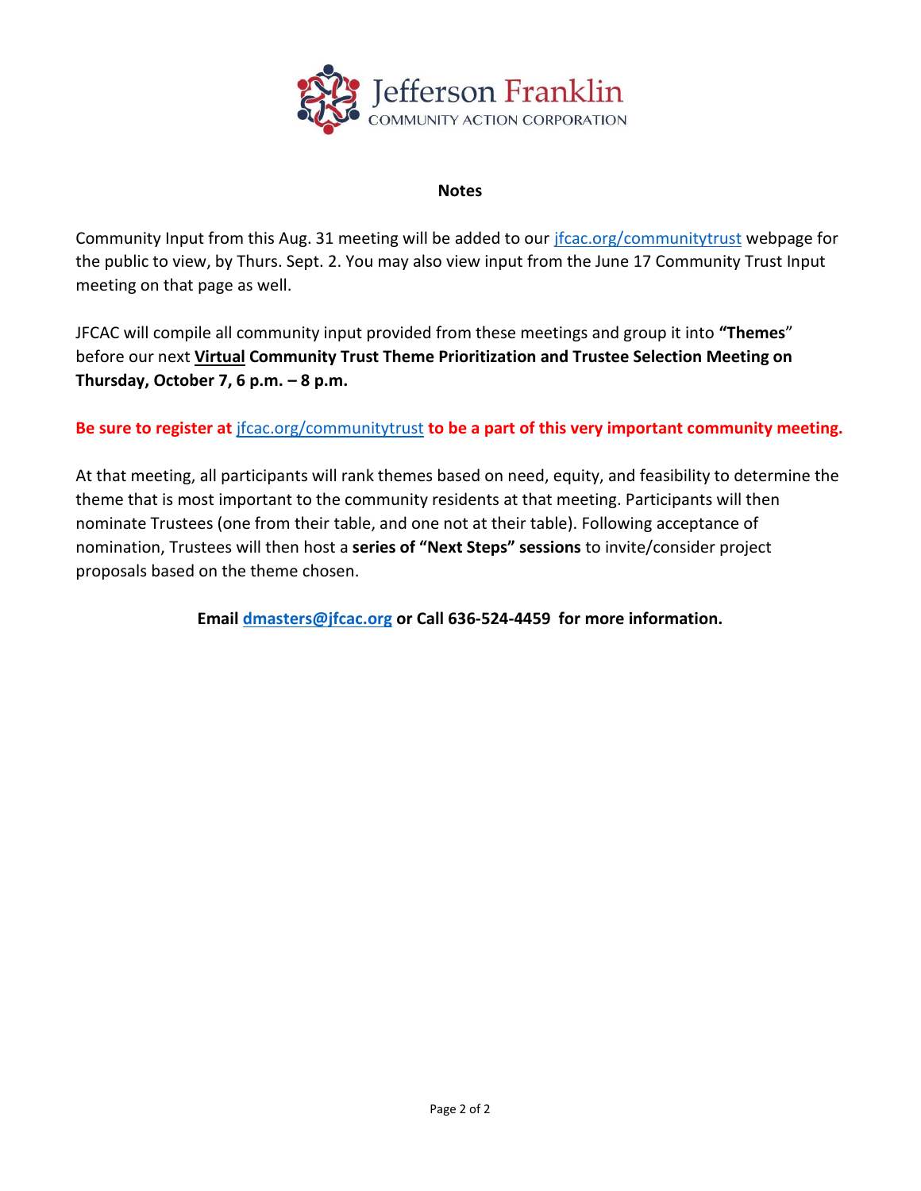Jefferson Franklin
COMMUNITY ACTION CORPORATION

## Notes

Community Input from this Aug. 31 meeting will be added to our jfcac.org/communitytrust webpage for the public to view, by Thurs. Sept. 2. You may also view input from the June 17 Community Trust Input meeting on that page as well.

JFCAC will compile all community input provided from these meetings and group it into **"Themes**" before our next **Virtual Community Trust Theme Prioritization and Trustee Selection Meeting on Thursday, October 7, 6 p.m. – 8 p.m.**

**Be sure to register at** jfcac.org/communitytrust **to be a part of this very important community meeting.**

At that meeting, all participants will rank themes based on need, equity, and feasibility to determine the theme that is most important to the community residents at that meeting. Participants will then nominate Trustees (one from their table, and one not at their table). Following acceptance of nomination, Trustees will then host a **series of "Next Steps" sessions** to invite/consider project proposals based on the theme chosen.

**Email dmasters@jfcac.org or Call 636-524-4459 for more information.**